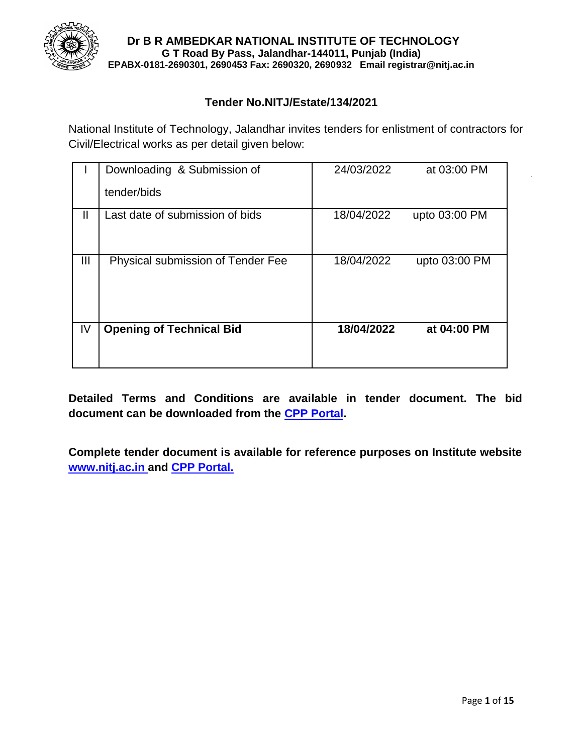**Dr B R AMBEDKAR NATIONAL INSTITUTE OF TECHNOLOGY**
**G T Road By Pass, Jalandhar-144011, Punjab (India)**
**EPABX-0181-2690301, 2690453 Fax: 2690320, 2690932 Email registrar@nitj.ac.in**

## Tender No.NITJ/Estate/134/2021

National Institute of Technology, Jalandhar invites tenders for enlistment of contractors for Civil/Electrical works as per detail given below:

| | | | |
|---|---|---|---|
| I | Downloading & Submission of tender/bids | 24/03/2022 | at 03:00 PM |
| II | Last date of submission of bids | 18/04/2022 | upto 03:00 PM |
| III | Physical submission of Tender Fee | 18/04/2022 | upto 03:00 PM |
| IV | **Opening of Technical Bid** | **18/04/2022** | **at 04:00 PM** |

**Detailed Terms and Conditions are available in tender document. The bid document can be downloaded from the CPP Portal.**

**Complete tender document is available for reference purposes on Institute website www.nitj.ac.in and CPP Portal.**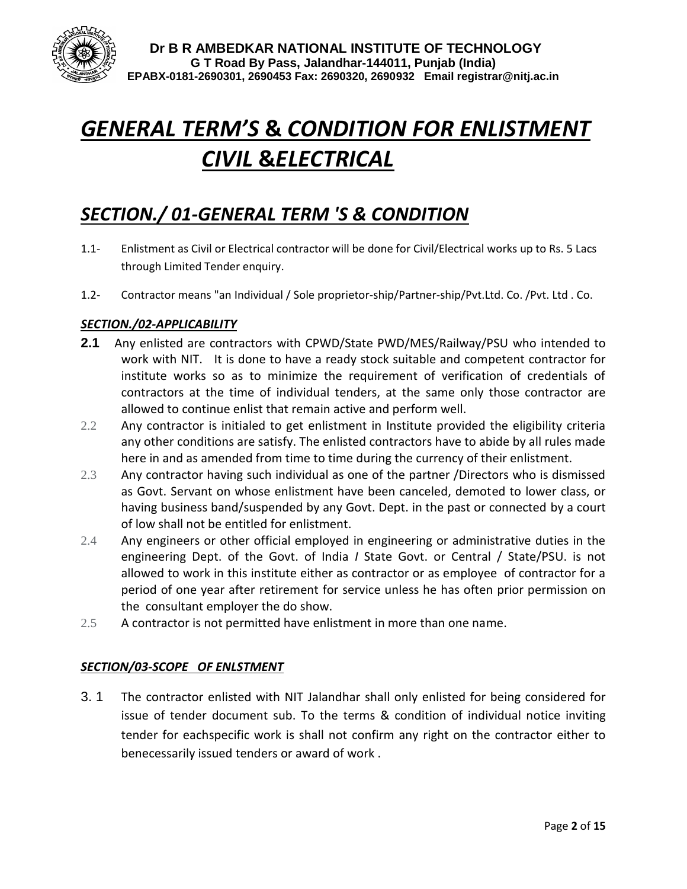# *GENERAL TERM'S & CONDITION FOR ENLISTMENT CIVIL &ELECTRICAL*

## *SECTION./ 01-GENERAL TERM 'S & CONDITION*

1.1- Enlistment as Civil or Electrical contractor will be done for Civil/Electrical works up to Rs. 5 Lacs through Limited Tender enquiry.

1.2- Contractor means "an Individual / Sole proprietor-ship/Partner-ship/Pvt.Ltd. Co. /Pvt. Ltd . Co.

### *SECTION./02-APPLICABILITY*

**2.1** Any enlisted are contractors with CPWD/State PWD/MES/Railway/PSU who intended to work with NIT. It is done to have a ready stock suitable and competent contractor for institute works so as to minimize the requirement of verification of credentials of contractors at the time of individual tenders, at the same only those contractor are allowed to continue enlist that remain active and perform well.

2.2 Any contractor is initialed to get enlistment in Institute provided the eligibility criteria any other conditions are satisfy. The enlisted contractors have to abide by all rules made here in and as amended from time to time during the currency of their enlistment.

2.3 Any contractor having such individual as one of the partner /Directors who is dismissed as Govt. Servant on whose enlistment have been canceled, demoted to lower class, or having business band/suspended by any Govt. Dept. in the past or connected by a court of low shall not be entitled for enlistment.

2.4 Any engineers or other official employed in engineering or administrative duties in the engineering Dept. of the Govt. of India / State Govt. or Central / State/PSU. is not allowed to work in this institute either as contractor or as employee of contractor for a period of one year after retirement for service unless he has often prior permission on the consultant employer the do show.

2.5 A contractor is not permitted have enlistment in more than one name.

### *SECTION/03-SCOPE OF ENLSTMENT*

3. 1 The contractor enlisted with NIT Jalandhar shall only enlisted for being considered for issue of tender document sub. To the terms & condition of individual notice inviting tender for eachspecific work is shall not confirm any right on the contractor either to benecessarily issued tenders or award of work .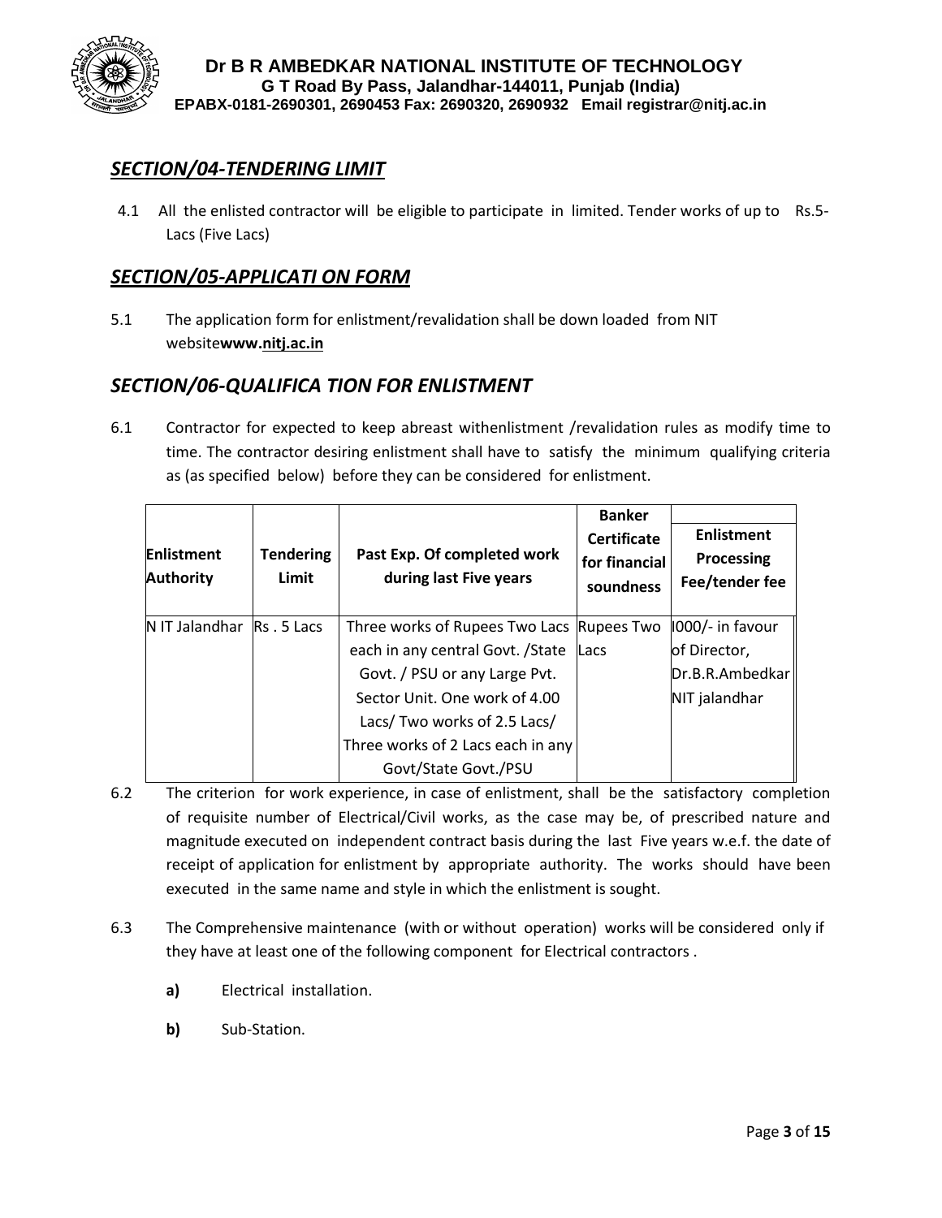## *SECTION/04-TENDERING LIMIT*

4.1 All the enlisted contractor will be eligible to participate in limited. Tender works of up to Rs.5-Lacs (Five Lacs)

## *SECTION/05-APPLICATI ON FORM*

5.1 The application form for enlistment/revalidation shall be down loaded from NIT website**www.nitj.ac.in**

## *SECTION/06-QUALIFICA TION FOR ENLISTMENT*

6.1 Contractor for expected to keep abreast withenlistment /revalidation rules as modify time to time. The contractor desiring enlistment shall have to satisfy the minimum qualifying criteria as (as specified below) before they can be considered for enlistment.

| Enlistment Authority | Tendering Limit | Past Exp. Of completed work during last Five years | Banker Certificate for financial soundness | Enlistment Processing Fee/tender fee |
|---|---|---|---|---|
| N IT Jalandhar | Rs . 5 Lacs | Three works of Rupees Two Lacs each in any central Govt. /State Govt. / PSU or any Large Pvt. Sector Unit. One work of 4.00 Lacs/ Two works of 2.5 Lacs/ Three works of 2 Lacs each in any Govt/State Govt./PSU | Rupees Two Lacs | I000/- in favour of Director, Dr.B.R.Ambedkar NIT jalandhar |

6.2 The criterion for work experience, in case of enlistment, shall be the satisfactory completion of requisite number of Electrical/Civil works, as the case may be, of prescribed nature and magnitude executed on independent contract basis during the last Five years w.e.f. the date of receipt of application for enlistment by appropriate authority. The works should have been executed in the same name and style in which the enlistment is sought.

6.3 The Comprehensive maintenance (with or without operation) works will be considered only if they have at least one of the following component for Electrical contractors .

**a)** Electrical installation.

**b)** Sub-Station.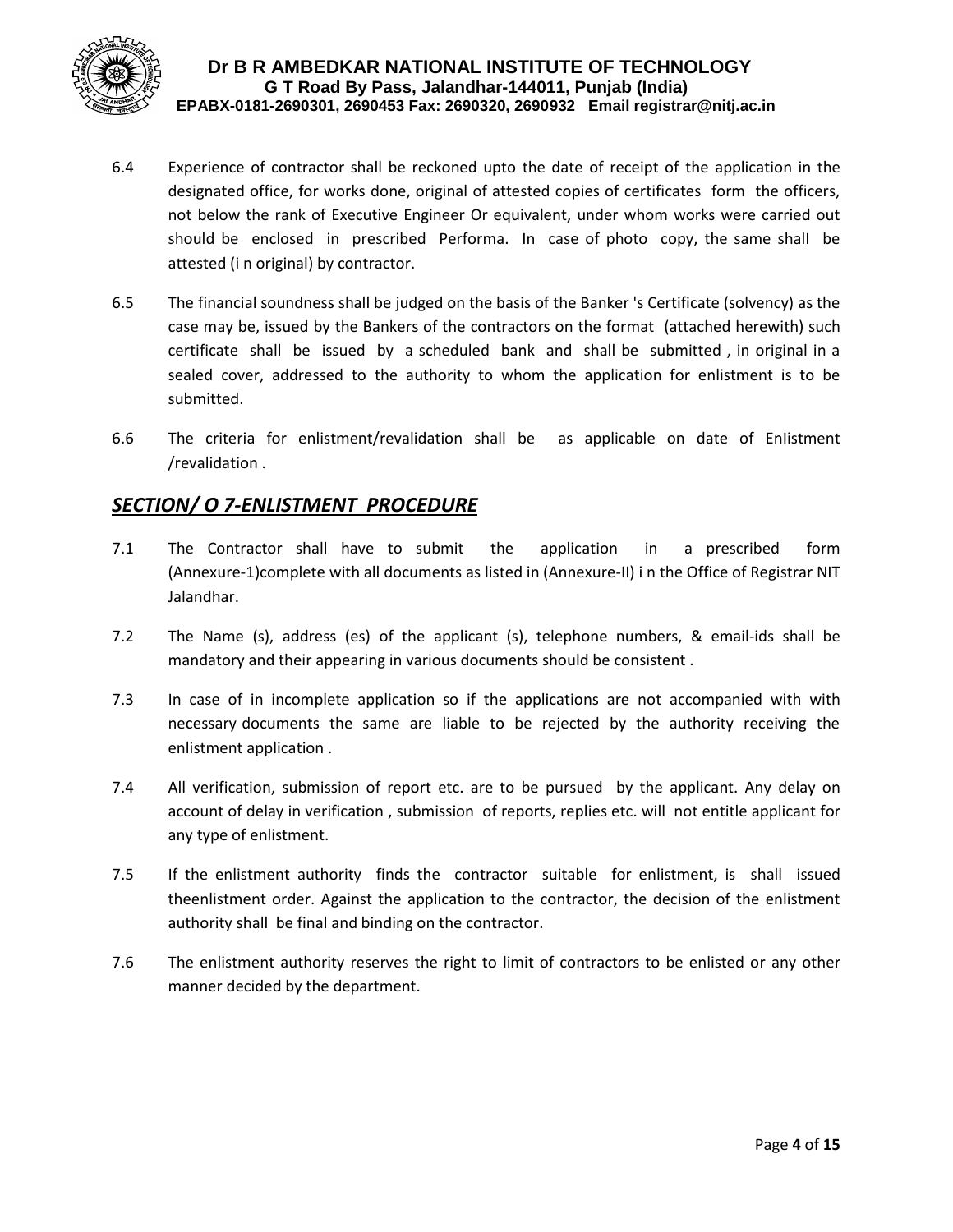6.4 Experience of contractor shall be reckoned upto the date of receipt of the application in the designated office, for works done, original of attested copies of certificates form the officers, not below the rank of Executive Engineer Or equivalent, under whom works were carried out should be enclosed in prescribed Performa. In case of photo copy, the same shall be attested (i n original) by contractor.

6.5 The financial soundness shall be judged on the basis of the Banker 's Certificate (solvency) as the case may be, issued by the Bankers of the contractors on the format (attached herewith) such certificate shall be issued by a scheduled bank and shall be submitted , in original in a sealed cover, addressed to the authority to whom the application for enlistment is to be submitted.

6.6 The criteria for enlistment/revalidation shall be as applicable on date of EnIistment /revalidation .

## ***SECTION/ O 7-ENLISTMENT PROCEDURE***

7.1 The Contractor shall have to submit the application in a prescribed form (Annexure-1)complete with all documents as listed in (Annexure-II) i n the Office of Registrar NIT Jalandhar.

7.2 The Name (s), address (es) of the applicant (s), telephone numbers, & email-ids shall be mandatory and their appearing in various documents should be consistent .

7.3 In case of in incomplete application so if the applications are not accompanied with with necessary documents the same are liable to be rejected by the authority receiving the enlistment application .

7.4 All verification, submission of report etc. are to be pursued by the applicant. Any delay on account of delay in verification , submission of reports, replies etc. will not entitle applicant for any type of enlistment.

7.5 If the enlistment authority finds the contractor suitable for enlistment, is shall issued theenlistment order. Against the application to the contractor, the decision of the enlistment authority shall be final and binding on the contractor.

7.6 The enlistment authority reserves the right to limit of contractors to be enlisted or any other manner decided by the department.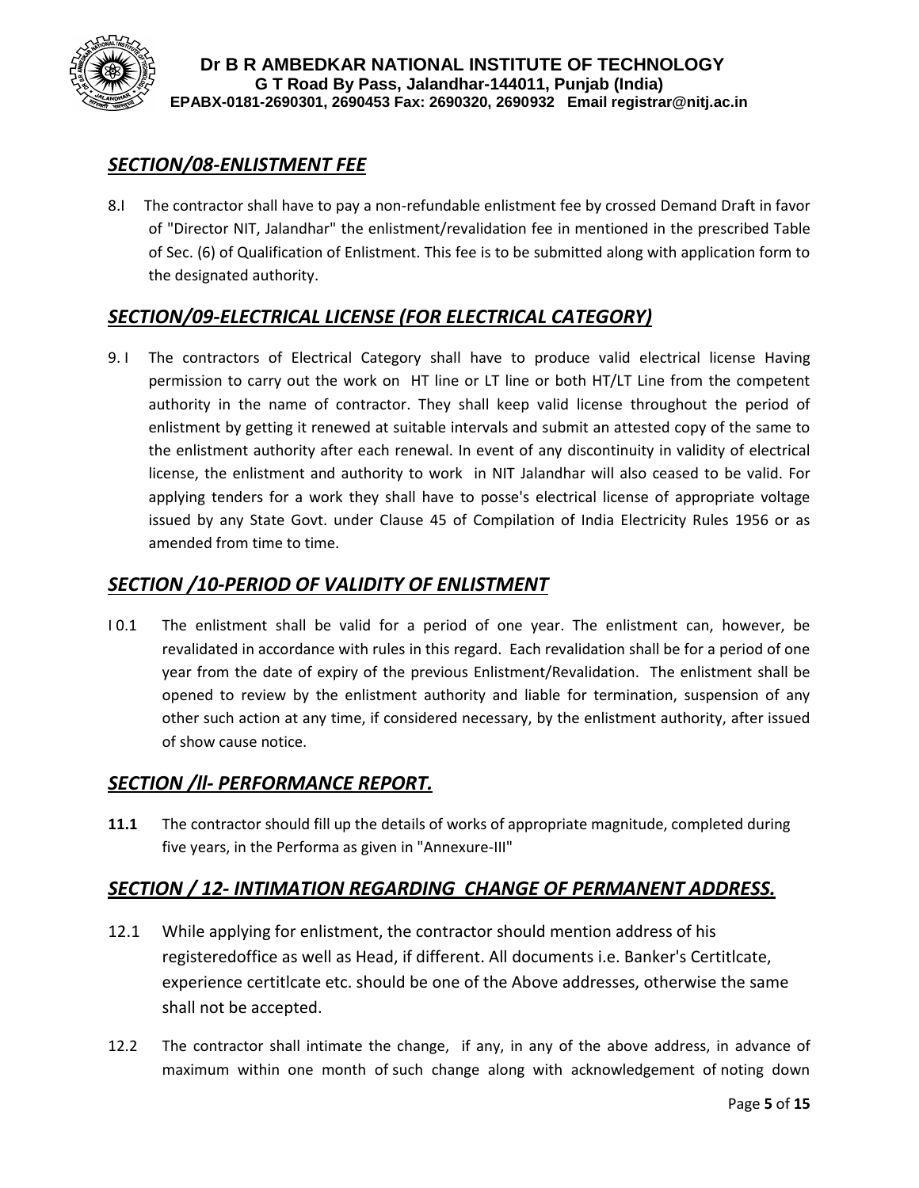## *SECTION/08-ENLISTMENT FEE*

8.I The contractor shall have to pay a non-refundable enlistment fee by crossed Demand Draft in favor of "Director NIT, Jalandhar" the enlistment/revalidation fee in mentioned in the prescribed Table of Sec. (6) of Qualification of Enlistment. This fee is to be submitted along with application form to the designated authority.

## *SECTION/09-ELECTRICAL LICENSE (FOR ELECTRICAL CATEGORY)*

9. I The contractors of Electrical Category shall have to produce valid electrical license Having permission to carry out the work on HT line or LT line or both HT/LT Line from the competent authority in the name of contractor. They shall keep valid license throughout the period of enlistment by getting it renewed at suitable intervals and submit an attested copy of the same to the enlistment authority after each renewal. In event of any discontinuity in validity of electrical license, the enlistment and authority to work in NIT Jalandhar will also ceased to be valid. For applying tenders for a work they shall have to posse's electrical license of appropriate voltage issued by any State Govt. under Clause 45 of Compilation of India Electricity Rules 1956 or as amended from time to time.

## *SECTION /10-PERIOD OF VALIDITY OF ENLISTMENT*

I 0.1 The enlistment shall be valid for a period of one year. The enlistment can, however, be revalidated in accordance with rules in this regard. Each revalidation shall be for a period of one year from the date of expiry of the previous Enlistment/Revalidation. The enlistment shall be opened to review by the enlistment authority and liable for termination, suspension of any other such action at any time, if considered necessary, by the enlistment authority, after issued of show cause notice.

## *SECTION /ll- PERFORMANCE REPORT.*

**11.1** The contractor should fill up the details of works of appropriate magnitude, completed during five years, in the Performa as given in "Annexure-III"

## *SECTION / 12- INTIMATION REGARDING CHANGE OF PERMANENT ADDRESS.*

12.1 While applying for enlistment, the contractor should mention address of his registeredoffice as well as Head, if different. All documents i.e. Banker's Certitlcate, experience certitlcate etc. should be one of the Above addresses, otherwise the same shall not be accepted.

12.2 The contractor shall intimate the change, if any, in any of the above address, in advance of maximum within one month of such change along with acknowledgement of noting down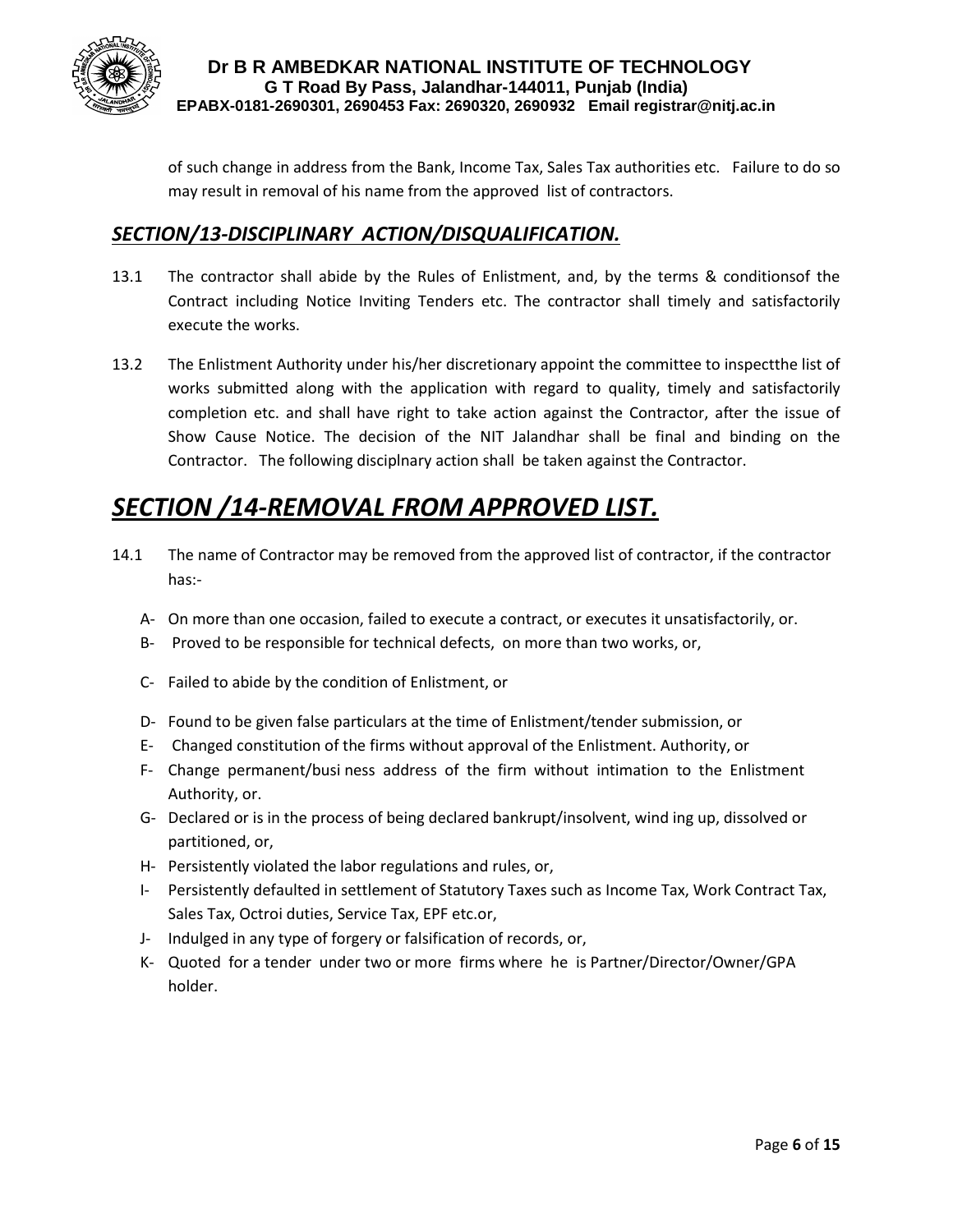of such change in address from the Bank, Income Tax, Sales Tax authorities etc. Failure to do so may result in removal of his name from the approved list of contractors.

## ***SECTION/13-DISCIPLINARY ACTION/DISQUALIFICATION.***

13.1 The contractor shall abide by the Rules of Enlistment, and, by the terms & conditionsof the Contract including Notice Inviting Tenders etc. The contractor shall timely and satisfactorily execute the works.

13.2 The Enlistment Authority under his/her discretionary appoint the committee to inspectthe list of works submitted along with the application with regard to quality, timely and satisfactorily completion etc. and shall have right to take action against the Contractor, after the issue of Show Cause Notice. The decision of the NIT Jalandhar shall be final and binding on the Contractor. The following disciplnary action shall be taken against the Contractor.

# ***SECTION /14-REMOVAL FROM APPROVED LIST.***

14.1 The name of Contractor may be removed from the approved list of contractor, if the contractor has:-

A- On more than one occasion, failed to execute a contract, or executes it unsatisfactorily, or.
B- Proved to be responsible for technical defects, on more than two works, or,
C- Failed to abide by the condition of Enlistment, or
D- Found to be given false particulars at the time of Enlistment/tender submission, or
E- Changed constitution of the firms without approval of the Enlistment. Authority, or
F- Change permanent/busi ness address of the firm without intimation to the Enlistment Authority, or.
G- Declared or is in the process of being declared bankrupt/insolvent, wind ing up, dissolved or partitioned, or,
H- Persistently violated the labor regulations and rules, or,
I- Persistently defaulted in settlement of Statutory Taxes such as Income Tax, Work Contract Tax, Sales Tax, Octroi duties, Service Tax, EPF etc.or,
J- Indulged in any type of forgery or falsification of records, or,
K- Quoted for a tender under two or more firms where he is Partner/Director/Owner/GPA holder.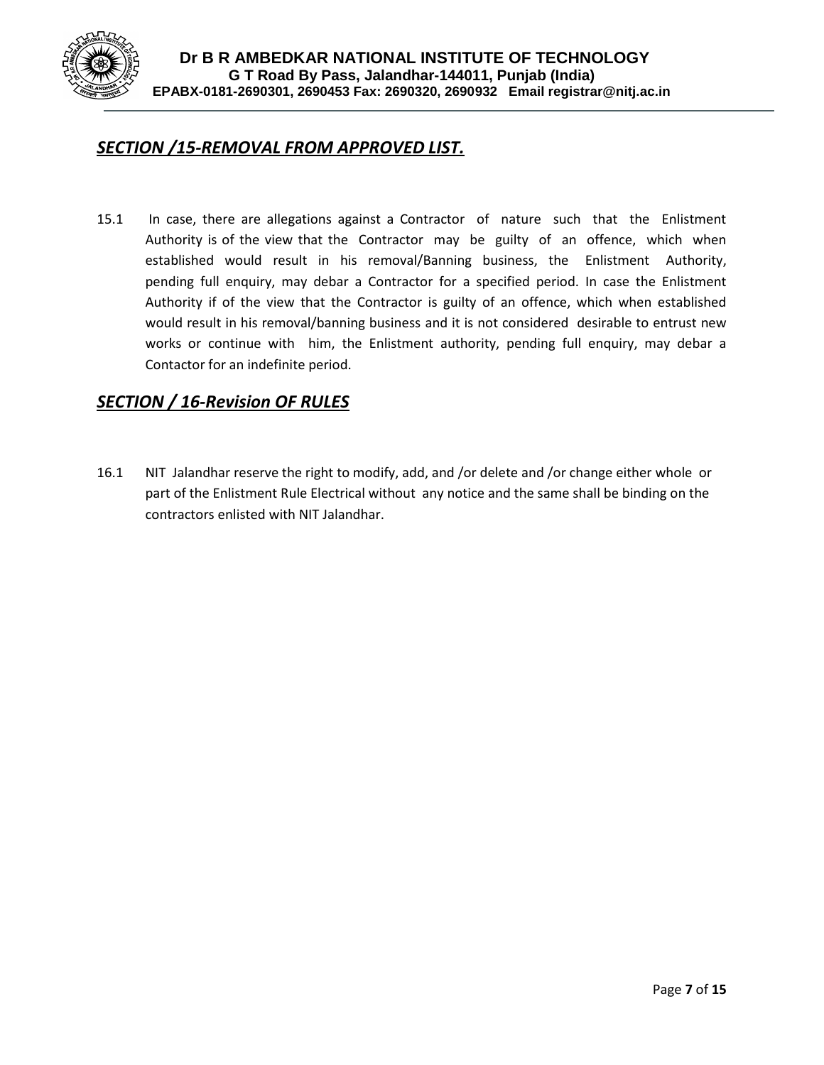## ***SECTION /15-REMOVAL FROM APPROVED LIST.***

15.1 In case, there are allegations against a Contractor of nature such that the Enlistment Authority is of the view that the Contractor may be guilty of an offence, which when established would result in his removal/Banning business, the Enlistment Authority, pending full enquiry, may debar a Contractor for a specified period. In case the Enlistment Authority if of the view that the Contractor is guilty of an offence, which when established would result in his removal/banning business and it is not considered desirable to entrust new works or continue with him, the Enlistment authority, pending full enquiry, may debar a Contactor for an indefinite period.

## ***SECTION / 16-Revision OF RULES***

16.1 NIT Jalandhar reserve the right to modify, add, and /or delete and /or change either whole or part of the Enlistment Rule Electrical without any notice and the same shall be binding on the contractors enlisted with NIT Jalandhar.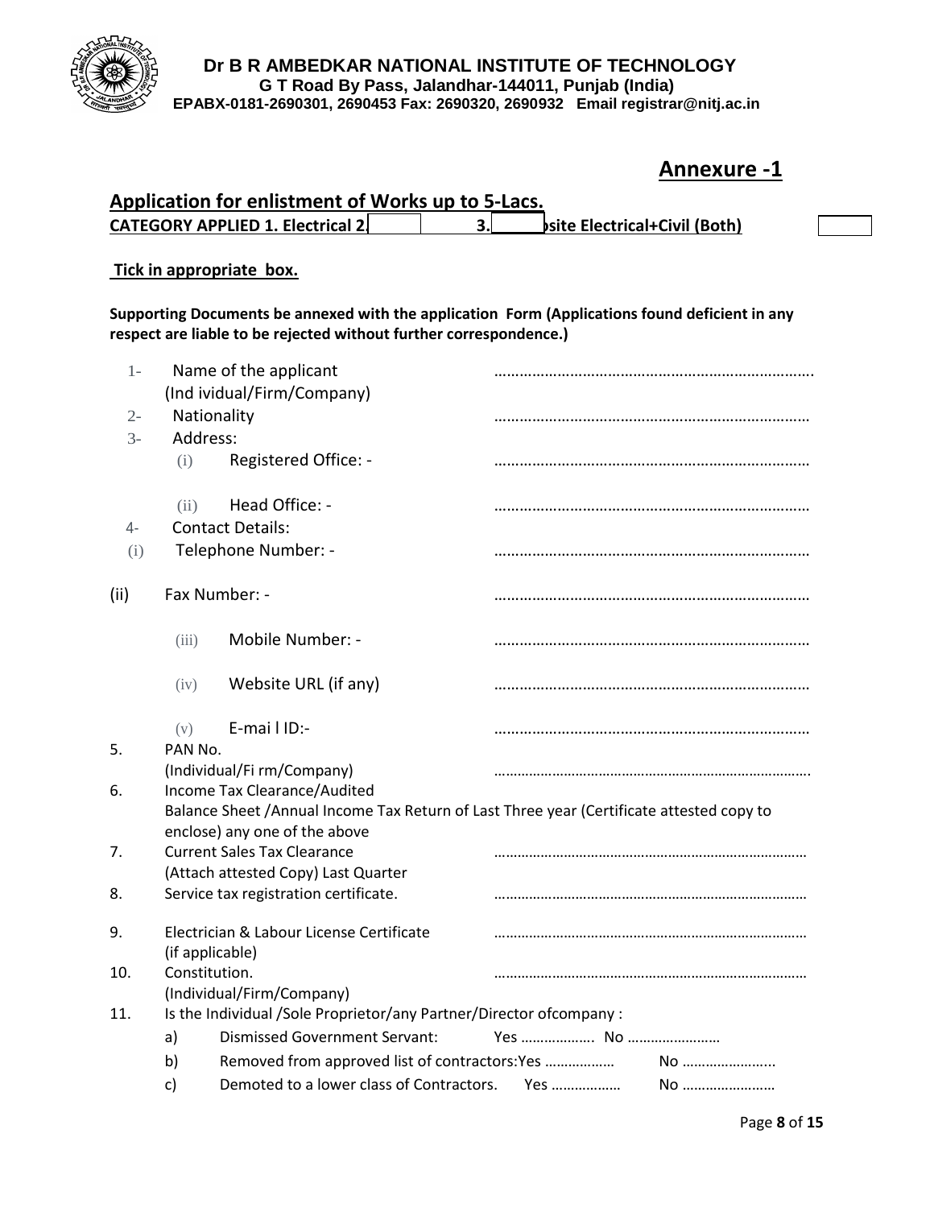**Dr B R AMBEDKAR NATIONAL INSTITUTE OF TECHNOLOGY**
**G T Road By Pass, Jalandhar-144011, Punjab (India)**
**EPABX-0181-2690301, 2690453 Fax: 2690320, 2690932 Email registrar@nitj.ac.in**

## Annexure -1

**Application for enlistment of Works up to 5-Lacs.**
**CATEGORY APPLIED 1. Electrical 2. 3. site Electrical+Civil (Both)**

**Tick in appropriate box.**

**Supporting Documents be annexed with the application Form (Applications found deficient in any respect are liable to be rejected without further correspondence.)**

1- Name of the applicant (Individual/Firm/Company) …………………………………………………………………

2- Nationality …………………………………………………………………

3- Address:
  (i) Registered Office: - …………………………………………………………………
  (ii) Head Office: - …………………………………………………………………

4- Contact Details:
  (i) Telephone Number: - …………………………………………………………………
  (ii) Fax Number: - …………………………………………………………………
  (iii) Mobile Number: - …………………………………………………………………
  (iv) Website URL (if any) …………………………………………………………………
  (v) E-mail ID:- …………………………………………………………………

5. PAN No. (Individual/Firm/Company) …………………………………………………………………

6. Income Tax Clearance/Audited Balance Sheet /Annual Income Tax Return of Last Three year (Certificate attested copy to enclose) any one of the above

7. Current Sales Tax Clearance (Attach attested Copy) Last Quarter …………………………………………………………………

8. Service tax registration certificate. …………………………………………………………………

9. Electrician & Labour License Certificate (if applicable) …………………………………………………………………

10. Constitution. (Individual/Firm/Company) …………………………………………………………………

11. Is the Individual /Sole Proprietor/any Partner/Director ofcompany :
  a) Dismissed Government Servant: Yes ………………. No ……………………
  b) Removed from approved list of contractors:Yes ……………… No …………………..
  c) Demoted to a lower class of Contractors. Yes ……………… No ……………………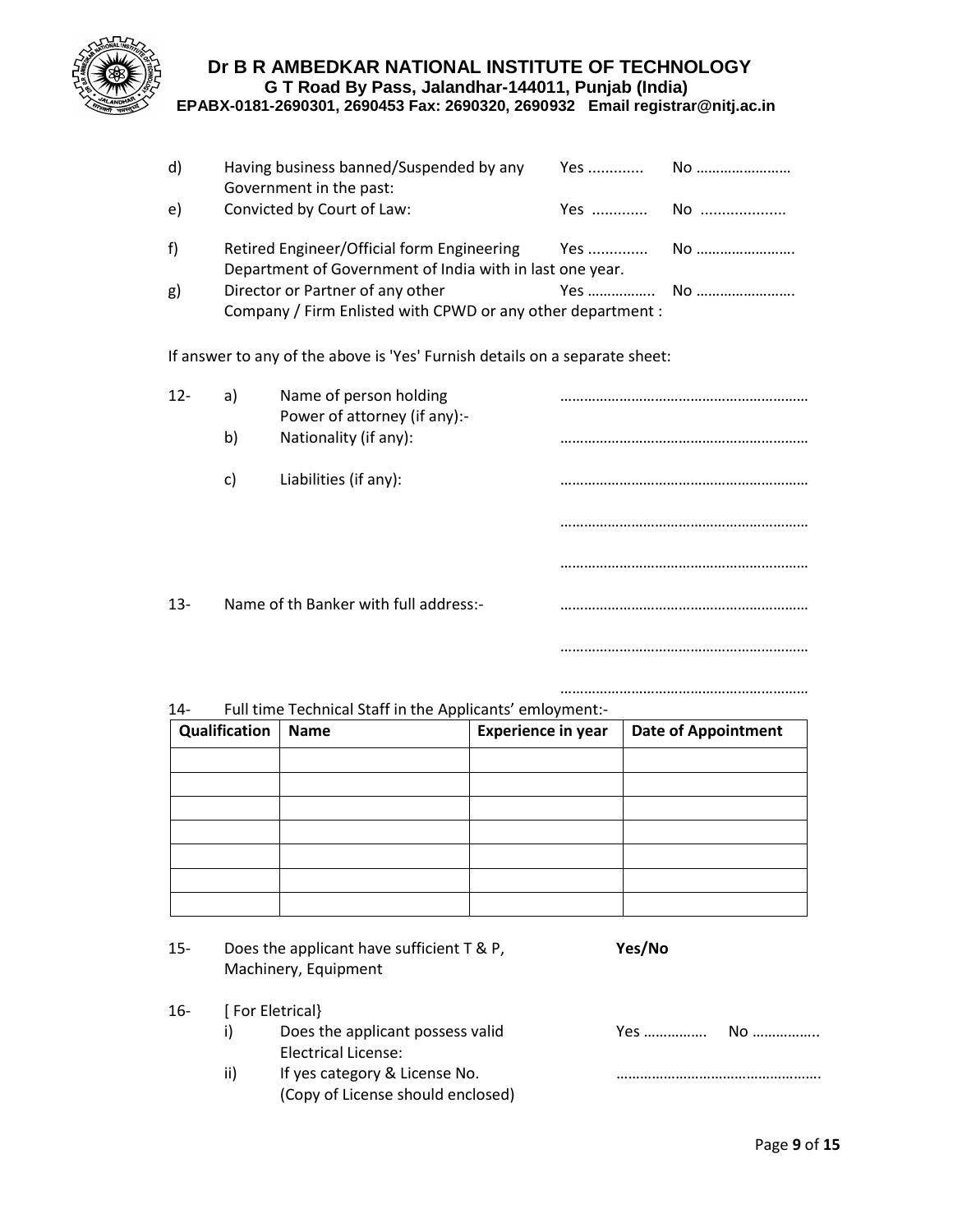d) Having business banned/Suspended by any Government in the past: Yes ............ No ……………………

e) Convicted by Court of Law: Yes ............ No ...................

f) Retired Engineer/Official form Engineering Department of Government of India with in last one year. Yes ............. No …………………….

g) Director or Partner of any other Company / Firm Enlisted with CPWD or any other department : Yes …………….. No …………………….

If answer to any of the above is 'Yes' Furnish details on a separate sheet:

12- a) Name of person holding Power of attorney (if any):- ………………………………………………………

b) Nationality (if any): ………………………………………………………

c) Liabilities (if any): ………………………………………………………

………………………………………………………

………………………………………………………

13- Name of th Banker with full address:- ………………………………………………………

………………………………………………………

………………………………………………………

14- Full time Technical Staff in the Applicants' emloyment:-

| Qualification | Name | Experience in year | Date of Appointment |
|---|---|---|---|
| | | | |
| | | | |
| | | | |
| | | | |
| | | | |
| | | | |
| | | | |

15- Does the applicant have sufficient T & P, Machinery, Equipment **Yes/No**

16- [ For Eletrical}

i) Does the applicant possess valid Electrical License: Yes ……………. No ……………..

ii) If yes category & License No. (Copy of License should enclosed) …………………………………………….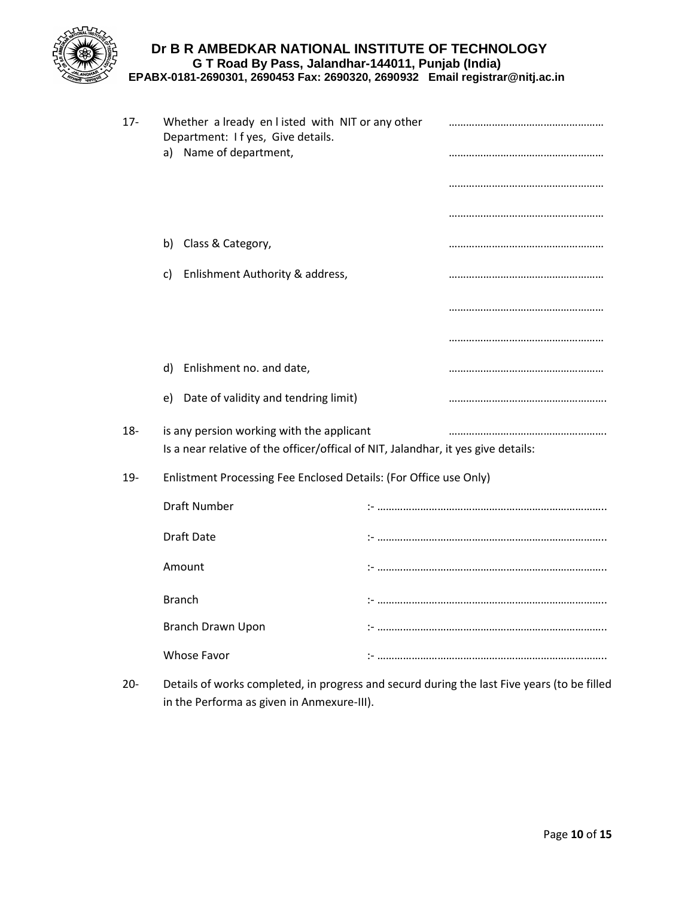17- Whether a lready en l isted with NIT or any other Department: I f yes, Give details. ………………………………………………

a) Name of department, ………………………………………………

………………………………………………

………………………………………………

b) Class & Category, ………………………………………………

c) Enlishment Authority & address, ………………………………………………

………………………………………………

………………………………………………

d) Enlishment no. and date, ………………………………………………

e) Date of validity and tendring limit) ……………………………………………….

18- is any persion working with the applicant ……………………………………………….
Is a near relative of the officer/offical of NIT, Jalandhar, it yes give details:

19- Enlistment Processing Fee Enclosed Details: (For Office use Only)

Draft Number :- ……………………………………………………………………..

Draft Date :- ……………………………………………………………………..

Amount :- ……………………………………………………………………..

Branch :- ……………………………………………………………………..

Branch Drawn Upon :- ……………………………………………………………………..

Whose Favor :- ……………………………………………………………………..

20- Details of works completed, in progress and securd during the last Five years (to be filled in the Performa as given in Anmexure-III).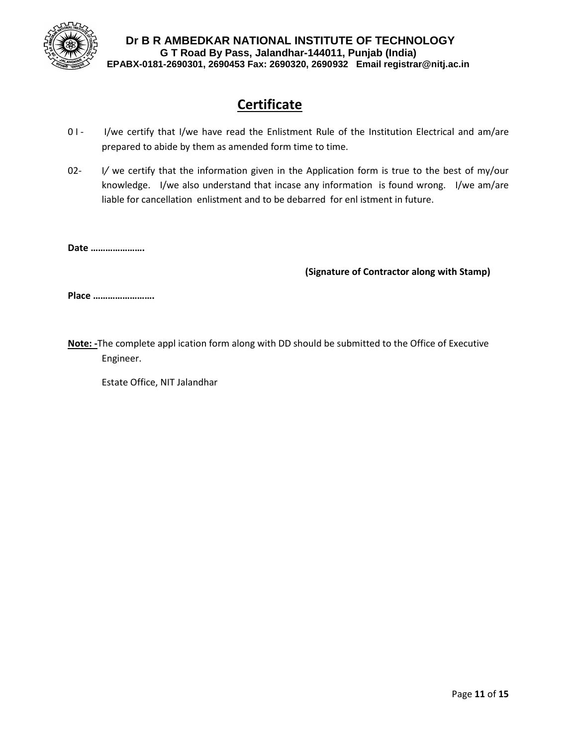**Dr B R AMBEDKAR NATIONAL INSTITUTE OF TECHNOLOGY**
**G T Road By Pass, Jalandhar-144011, Punjab (India)**
**EPABX-0181-2690301, 2690453 Fax: 2690320, 2690932 Email registrar@nitj.ac.in**

# Certificate

0 I - I/we certify that I/we have read the Enlistment Rule of the Institution Electrical and am/are prepared to abide by them as amended form time to time.

02- I/ we certify that the information given in the Application form is true to the best of my/our knowledge. I/we also understand that incase any information is found wrong. I/we am/are liable for cancellation enlistment and to be debarred for enl istment in future.

**Date ………………….**

**(Signature of Contractor along with Stamp)**

**Place …………………….**

**Note: -**The complete appl ication form along with DD should be submitted to the Office of Executive Engineer.

Estate Office, NIT Jalandhar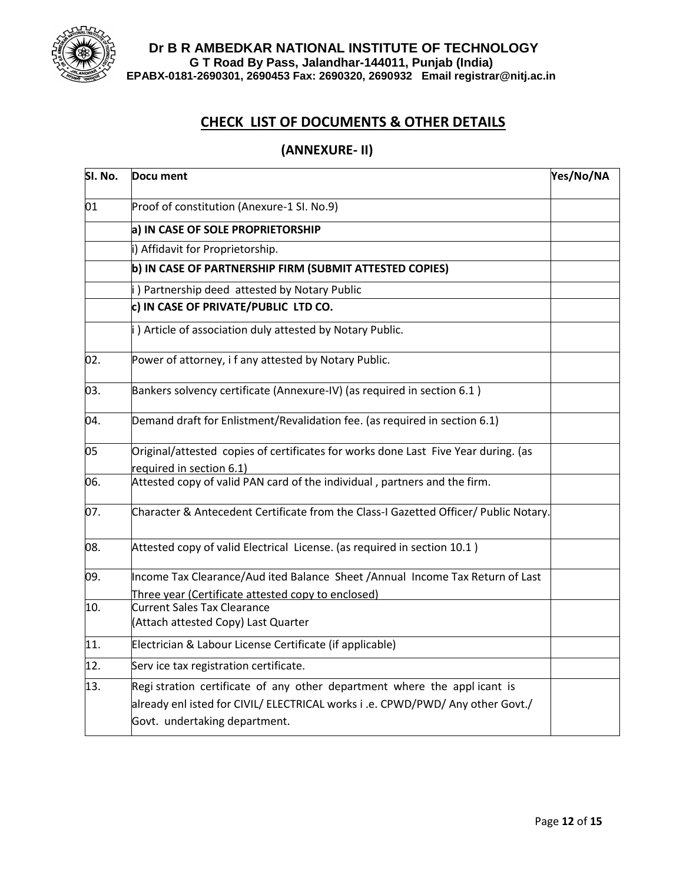**Dr B R AMBEDKAR NATIONAL INSTITUTE OF TECHNOLOGY**
**G T Road By Pass, Jalandhar-144011, Punjab (India)**
**EPABX-0181-2690301, 2690453 Fax: 2690320, 2690932 Email registrar@nitj.ac.in**

## CHECK LIST OF DOCUMENTS & OTHER DETAILS

### (ANNEXURE- II)

| SI. No. | Docu ment | Yes/No/NA |
|---|---|---|
| 01 | Proof of constitution (Anexure-1 SI. No.9) | |
| | **a) IN CASE OF SOLE PROPRIETORSHIP** | |
| | i) Affidavit for Proprietorship. | |
| | **b) IN CASE OF PARTNERSHIP FIRM (SUBMIT ATTESTED COPIES)** | |
| | i ) Partnership deed attested by Notary Public | |
| | **c) IN CASE OF PRIVATE/PUBLIC LTD CO.** | |
| | i ) Article of association duly attested by Notary Public. | |
| 02. | Power of attorney, i f any attested by Notary Public. | |
| 03. | Bankers solvency certificate (Annexure-IV) (as required in section 6.1 ) | |
| 04. | Demand draft for Enlistment/Revalidation fee. (as required in section 6.1) | |
| 05 | Original/attested copies of certificates for works done Last Five Year during. (as required in section 6.1) | |
| 06. | Attested copy of valid PAN card of the individual , partners and the firm. | |
| 07. | Character & Antecedent Certificate from the Class-I Gazetted Officer/ Public Notary. | |
| 08. | Attested copy of valid Electrical License. (as required in section 10.1 ) | |
| 09. | Income Tax Clearance/Aud ited Balance Sheet /Annual Income Tax Return of Last Three year (Certificate attested copy to enclosed) | |
| 10. | Current Sales Tax Clearance (Attach attested Copy) Last Quarter | |
| 11. | Electrician & Labour License Certificate (if applicable) | |
| 12. | Serv ice tax registration certificate. | |
| 13. | Regi stration certificate of any other department where the appl icant is already enl isted for CIVIL/ ELECTRICAL works i .e. CPWD/PWD/ Any other Govt./ Govt. undertaking department. | |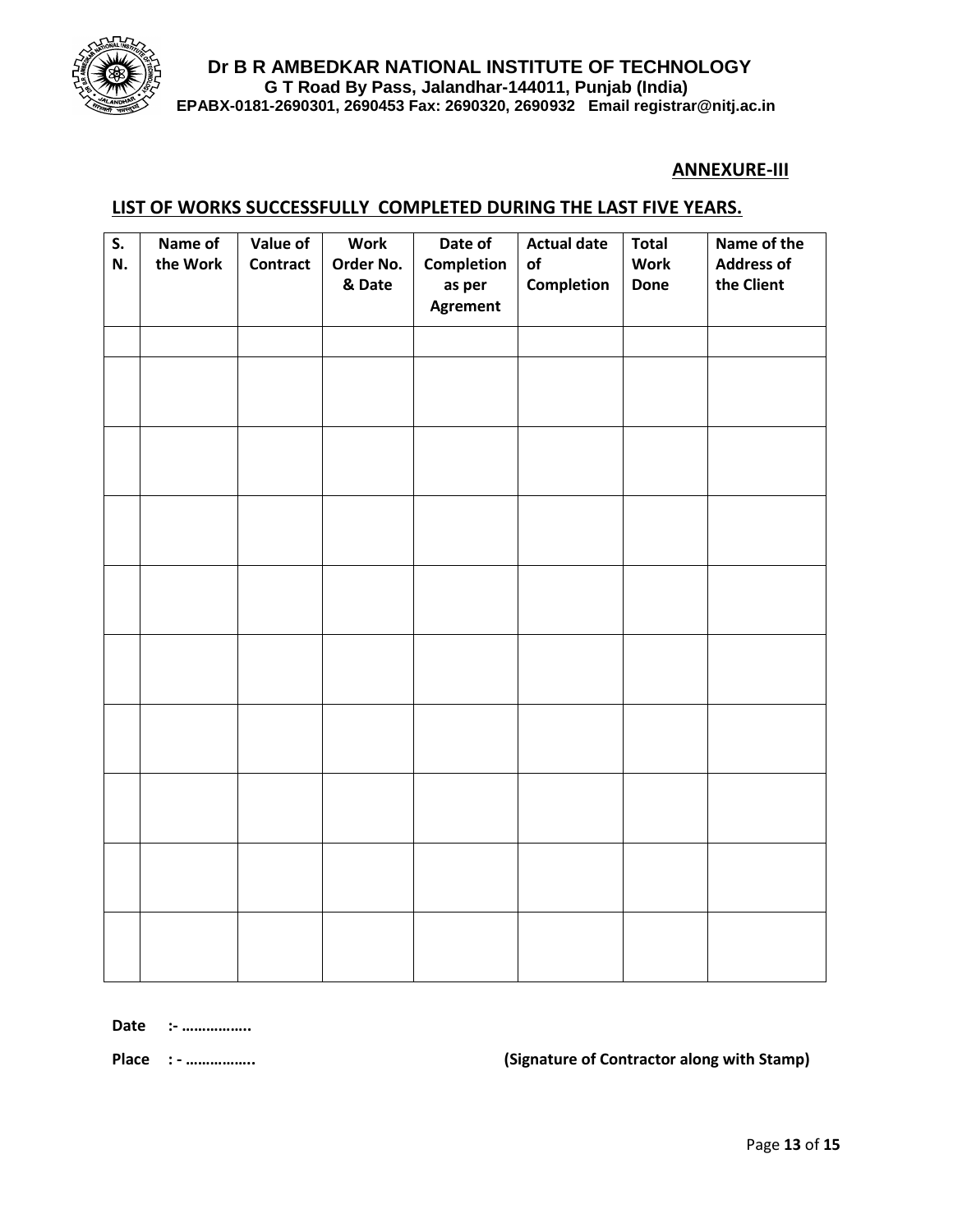**Dr B R AMBEDKAR NATIONAL INSTITUTE OF TECHNOLOGY**
**G T Road By Pass, Jalandhar-144011, Punjab (India)**
**EPABX-0181-2690301, 2690453 Fax: 2690320, 2690932 Email registrar@nitj.ac.in**

**ANNEXURE-III**

## LIST OF WORKS SUCCESSFULLY COMPLETED DURING THE LAST FIVE YEARS.

| S. N. | Name of the Work | Value of Contract | Work Order No. & Date | Date of Completion as per Agrement | Actual date of Completion | Total Work Done | Name of the Address of the Client |
|---|---|---|---|---|---|---|---|
| | | | | | | | |
| | | | | | | | |
| | | | | | | | |
| | | | | | | | |
| | | | | | | | |
| | | | | | | | |
| | | | | | | | |
| | | | | | | | |
| | | | | | | | |
| | | | | | | | |

**Date :- ……………..**

**Place : - ……………..** **(Signature of Contractor along with Stamp)**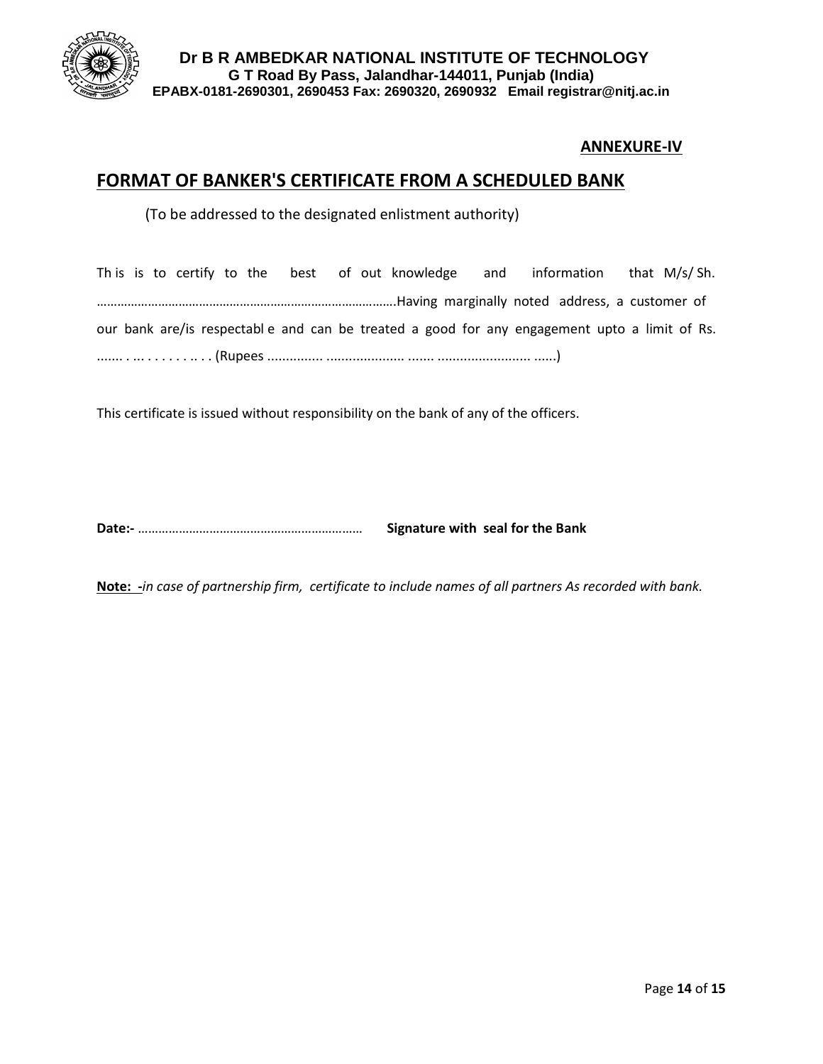**Dr B R AMBEDKAR NATIONAL INSTITUTE OF TECHNOLOGY**
**G T Road By Pass, Jalandhar-144011, Punjab (India)**
**EPABX-0181-2690301, 2690453 Fax: 2690320, 2690932 Email registrar@nitj.ac.in**

**ANNEXURE-IV**

## FORMAT OF BANKER'S CERTIFICATE FROM A SCHEDULED BANK

(To be addressed to the designated enlistment authority)

Th is is to certify to the best of out knowledge and information that M/s/ Sh. ……………………………………………………………………………Having marginally noted address, a customer of our bank are/is respectabl e and can be treated a good for any engagement upto a limit of Rs. ....... . ... . . . . . . .. . . (Rupees ............... ..................... ....... ......................... ......)

This certificate is issued without responsibility on the bank of any of the officers.

**Date:-** ………………………………………………………… **Signature with seal for the Bank**

**Note: -***in case of partnership firm, certificate to include names of all partners As recorded with bank.*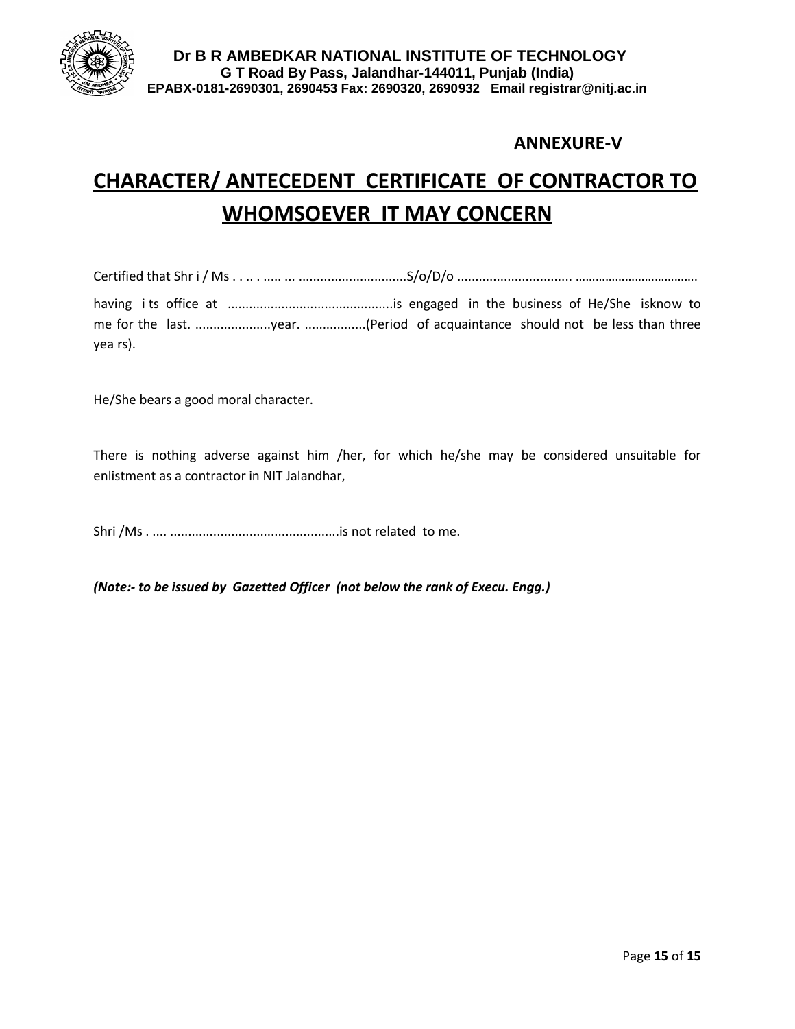**Dr B R AMBEDKAR NATIONAL INSTITUTE OF TECHNOLOGY**
**G T Road By Pass, Jalandhar-144011, Punjab (India)**
**EPABX-0181-2690301, 2690453 Fax: 2690320, 2690932 Email registrar@nitj.ac.in**

**ANNEXURE-V**

# CHARACTER/ ANTECEDENT CERTIFICATE OF CONTRACTOR TO WHOMSOEVER IT MAY CONCERN

Certified that Shr i / Ms . . .. . ..... ... .............................S/o/D/o ................................ …………………………….

having i ts office at ..............................................is engaged in the business of He/She isknow to me for the last. .....................year. .................(Period of acquaintance should not be less than three yea rs).

He/She bears a good moral character.

There is nothing adverse against him /her, for which he/she may be considered unsuitable for enlistment as a contractor in NIT Jalandhar,

Shri /Ms . .... ...............................................is not related to me.

***(Note:- to be issued by Gazetted Officer (not below the rank of Execu. Engg.)***